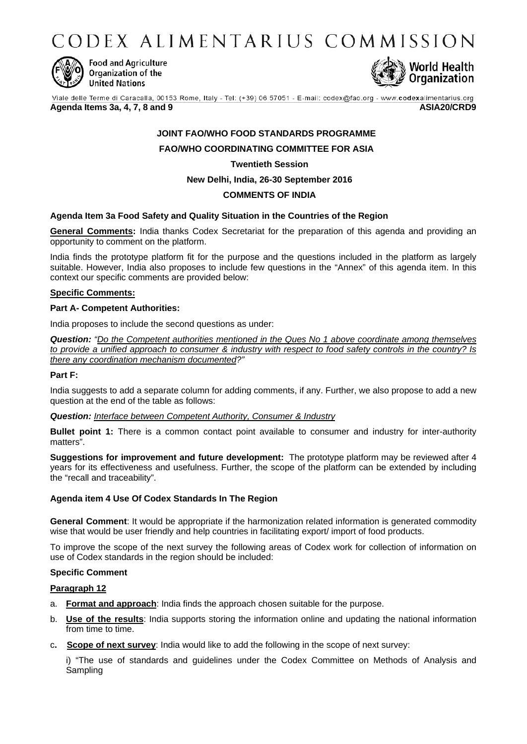# CODEX ALIMENTARIUS COMMISSION

Food and Agriculture Organization of the United Nations

World Health Organization

Viale delle Terme di Caracalla, 00153 Rome, Italy - Tel: (+39) 06 57051 - E-mail: codex@fao.org - www.codexalimentarius.org

**Agenda Items 3a, 4, 7, 8 and 9** **ASIA20/CRD9**

**JOINT FAO/WHO FOOD STANDARDS PROGRAMME**

**FAO/WHO COORDINATING COMMITTEE FOR ASIA**

**Twentieth Session**

**New Delhi, India, 26-30 September 2016**

**COMMENTS OF INDIA**

**Agenda Item 3a Food Safety and Quality Situation in the Countries of the Region**

**General Comments:** India thanks Codex Secretariat for the preparation of this agenda and providing an opportunity to comment on the platform.

India finds the prototype platform fit for the purpose and the questions included in the platform as largely suitable. However, India also proposes to include few questions in the "Annex" of this agenda item. In this context our specific comments are provided below:

**Specific Comments:**

**Part A- Competent Authorities:**

India proposes to include the second questions as under:

***Question:*** *"Do the Competent authorities mentioned in the Ques No 1 above coordinate among themselves to provide a unified approach to consumer & industry with respect to food safety controls in the country? Is there any coordination mechanism documented?"*

**Part F:**

India suggests to add a separate column for adding comments, if any. Further, we also propose to add a new question at the end of the table as follows:

***Question:*** *Interface between Competent Authority, Consumer & Industry*

**Bullet point 1:** There is a common contact point available to consumer and industry for inter-authority matters".

**Suggestions for improvement and future development:** The prototype platform may be reviewed after 4 years for its effectiveness and usefulness. Further, the scope of the platform can be extended by including the "recall and traceability".

**Agenda item 4 Use Of Codex Standards In The Region**

**General Comment**: It would be appropriate if the harmonization related information is generated commodity wise that would be user friendly and help countries in facilitating export/ import of food products.

To improve the scope of the next survey the following areas of Codex work for collection of information on use of Codex standards in the region should be included:

**Specific Comment**

**Paragraph 12**

a. **Format and approach**: India finds the approach chosen suitable for the purpose.

b. **Use of the results**: India supports storing the information online and updating the national information from time to time.

c. **Scope of next survey**: India would like to add the following in the scope of next survey:

   i) "The use of standards and guidelines under the Codex Committee on Methods of Analysis and Sampling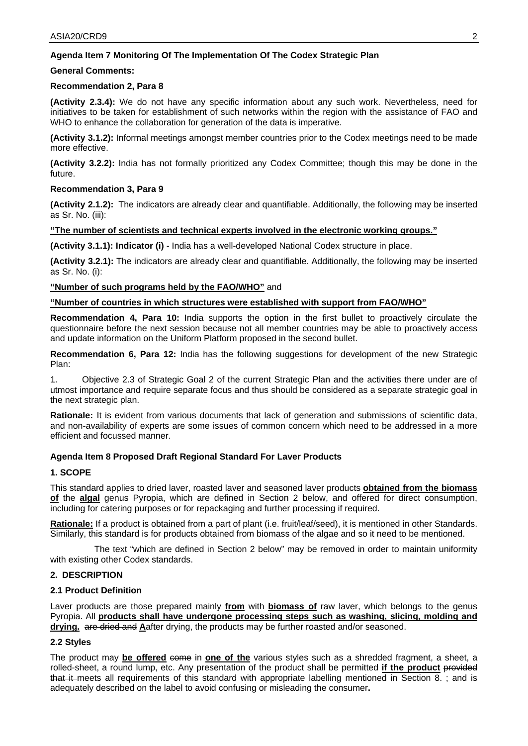**Agenda Item 7 Monitoring Of The Implementation Of The Codex Strategic Plan**

**General Comments:**

**Recommendation 2, Para 8**

**(Activity 2.3.4):** We do not have any specific information about any such work. Nevertheless, need for initiatives to be taken for establishment of such networks within the region with the assistance of FAO and WHO to enhance the collaboration for generation of the data is imperative.

**(Activity 3.1.2):** Informal meetings amongst member countries prior to the Codex meetings need to be made more effective.

**(Activity 3.2.2):** India has not formally prioritized any Codex Committee; though this may be done in the future.

**Recommendation 3, Para 9**

**(Activity 2.1.2):** The indicators are already clear and quantifiable. Additionally, the following may be inserted as Sr. No. (iii):

**<u>"The number of scientists and technical experts involved in the electronic working groups."</u>**

**(Activity 3.1.1): Indicator (i)** - India has a well-developed National Codex structure in place.

**(Activity 3.2.1):** The indicators are already clear and quantifiable. Additionally, the following may be inserted as Sr. No. (i):

**<u>"Number of such programs held by the FAO/WHO"</u>** and

**<u>"Number of countries in which structures were established with support from FAO/WHO"</u>**

**Recommendation 4, Para 10:** India supports the option in the first bullet to proactively circulate the questionnaire before the next session because not all member countries may be able to proactively access and update information on the Uniform Platform proposed in the second bullet.

**Recommendation 6, Para 12:** India has the following suggestions for development of the new Strategic Plan:

1. Objective 2.3 of Strategic Goal 2 of the current Strategic Plan and the activities there under are of utmost importance and require separate focus and thus should be considered as a separate strategic goal in the next strategic plan.

**Rationale:** It is evident from various documents that lack of generation and submissions of scientific data, and non-availability of experts are some issues of common concern which need to be addressed in a more efficient and focussed manner.

**Agenda Item 8 Proposed Draft Regional Standard For Laver Products**

**1. SCOPE**

This standard applies to dried laver, roasted laver and seasoned laver products **<u>obtained from the biomass of</u>** the **<u>algal</u>** genus Pyropia, which are defined in Section 2 below, and offered for direct consumption, including for catering purposes or for repackaging and further processing if required.

**<u>Rationale:</u>** If a product is obtained from a part of plant (i.e. fruit/leaf/seed), it is mentioned in other Standards. Similarly, this standard is for products obtained from biomass of the algae and so it need to be mentioned.

The text "which are defined in Section 2 below" may be removed in order to maintain uniformity with existing other Codex standards.

**2. DESCRIPTION**

**2.1 Product Definition**

Laver products are ~~those~~ prepared mainly **<u>from</u>** ~~with~~ **<u>biomass of</u>** raw laver, which belongs to the genus Pyropia. All **<u>products shall have undergone processing steps such as washing, slicing, molding and drying.</u>** ~~are dried and~~ **<u>A</u>**after drying, the products may be further roasted and/or seasoned.

**2.2 Styles**

The product may **<u>be offered</u>** ~~come~~ in **<u>one of the</u>** various styles such as a shredded fragment, a sheet, a rolled-sheet, a round lump, etc. Any presentation of the product shall be permitted **<u>if the product</u>** ~~provided that it~~ meets all requirements of this standard with appropriate labelling mentioned in Section 8. ; and is adequately described on the label to avoid confusing or misleading the consumer**.**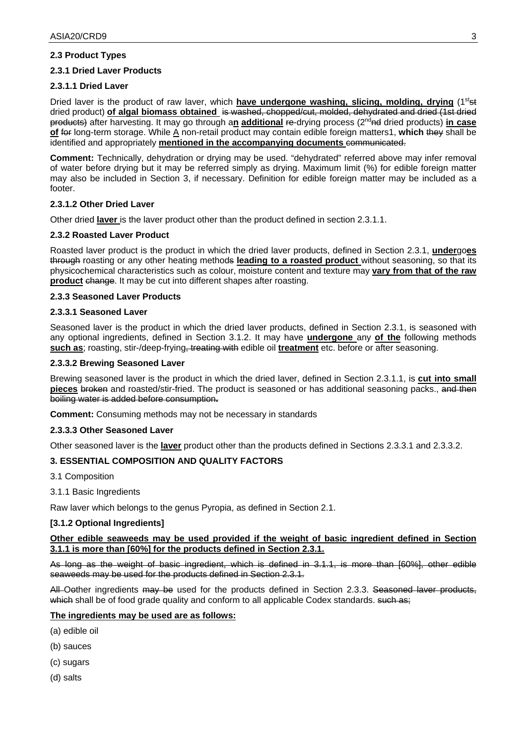### 2.3 Product Types

#### 2.3.1 Dried Laver Products

##### 2.3.1.1 Dried Laver

Dried laver is the product of raw laver, which **have undergone washing, slicing, molding, drying** (1st~~st~~ dried product) **of algal biomass obtained** ~~is washed, chopped/cut, molded, dehydrated and dried (1st dried products)~~ after harvesting. It may go through a**n additional** ~~re~~-drying process (2nd~~nd~~ dried products) **in case of** ~~for~~ long-term storage. While A non-retail product may contain edible foreign matters1, **which** ~~they~~ shall be identified and appropriately **mentioned in the accompanying documents** ~~communicated.~~

**Comment:** Technically, dehydration or drying may be used. "dehydrated" referred above may infer removal of water before drying but it may be referred simply as drying. Maximum limit (%) for edible foreign matter may also be included in Section 3, if necessary. Definition for edible foreign matter may be included as a footer.

##### 2.3.1.2 Other Dried Laver

Other dried **laver** is the laver product other than the product defined in section 2.3.1.1.

#### 2.3.2 Roasted Laver Product

Roasted laver product is the product in which the dried laver products, defined in Section 2.3.1, **under**go**es** ~~through~~ roasting or any other heating method~~s~~ **leading to a roasted product** without seasoning, so that its physicochemical characteristics such as colour, moisture content and texture may **vary from that of the raw product** ~~change~~. It may be cut into different shapes after roasting.

#### 2.3.3 Seasoned Laver Products

##### 2.3.3.1 Seasoned Laver

Seasoned laver is the product in which the dried laver products, defined in Section 2.3.1, is seasoned with any optional ingredients, defined in Section 3.1.2. It may have **undergone** any **of the** following methods **such as**; roasting, stir-/deep-frying~~, treating with~~ edible oil **treatment** etc. before or after seasoning.

##### 2.3.3.2 Brewing Seasoned Laver

Brewing seasoned laver is the product in which the dried laver, defined in Section 2.3.1.1, is **cut into small pieces** ~~broken~~ and roasted/stir-fried. The product is seasoned or has additional seasoning packs., ~~and then boiling water is added before consumption.~~

**Comment:** Consuming methods may not be necessary in standards

##### 2.3.3.3 Other Seasoned Laver

Other seasoned laver is the **laver** product other than the products defined in Sections 2.3.3.1 and 2.3.3.2.

## 3. ESSENTIAL COMPOSITION AND QUALITY FACTORS

3.1 Composition

3.1.1 Basic Ingredients

Raw laver which belongs to the genus Pyropia, as defined in Section 2.1.

**[3.1.2 Optional Ingredients]**

**Other edible seaweeds may be used provided if the weight of basic ingredient defined in Section 3.1.1 is more than [60%] for the products defined in Section 2.3.1.**

~~As long as the weight of basic ingredient, which is defined in 3.1.1, is more than [60%], other edible seaweeds may be used for the products defined in Section 2.3.1.~~

~~All~~ ~~O~~other ingredients ~~may be~~ used for the products defined in Section 2.3.3. ~~Seasoned laver products, which~~ shall be of food grade quality and conform to all applicable Codex standards. ~~such as;~~

**The ingredients may be used are as follows:**

(a) edible oil

(b) sauces

(c) sugars

(d) salts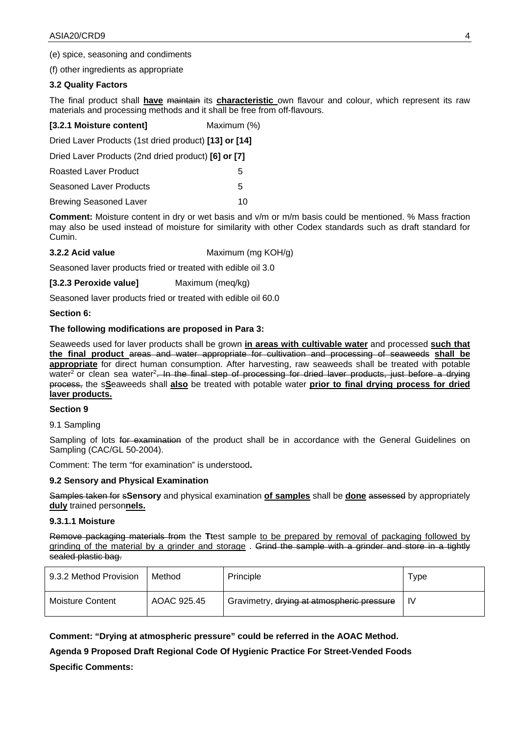(e) spice, seasoning and condiments

(f) other ingredients as appropriate

**3.2 Quality Factors**

The final product shall **have** ~~maintain~~ its **characteristic** own flavour and colour, which represent its raw materials and processing methods and it shall be free from off-flavours.

| **[3.2.1 Moisture content]** | Maximum (%) |
|---|---|
| Dried Laver Products (1st dried product) | **[13] or [14]** |
| Dried Laver Products (2nd dried product) | **[6] or [7]** |
| Roasted Laver Product | 5 |
| Seasoned Laver Products | 5 |
| Brewing Seasoned Laver | 10 |

**Comment:** Moisture content in dry or wet basis and v/m or m/m basis could be mentioned. % Mass fraction may also be used instead of moisture for similarity with other Codex standards such as draft standard for Cumin.

**3.2.2 Acid value** Maximum (mg KOH/g)

Seasoned laver products fried or treated with edible oil 3.0

**[3.2.3 Peroxide value]** Maximum (meq/kg)

Seasoned laver products fried or treated with edible oil 60.0

**Section 6:**

**The following modifications are proposed in Para 3:**

Seaweeds used for laver products shall be grown **in areas with cultivable water** and processed **such that the final product** ~~areas and water appropriate for cultivation and processing of seaweeds~~ **shall be appropriate** for direct human consumption. After harvesting, raw seaweeds shall be treated with potable water[2] or clean sea water[2]~~. In the final step of processing for dried laver products, just before a drying process,~~ the ~~s~~**S**eaweeds shall **also** be treated with potable water **prior to final drying process for dried laver products.**

**Section 9**

9.1 Sampling

Sampling of lots ~~for examination~~ of the product shall be in accordance with the General Guidelines on Sampling (CAC/GL 50-2004).

Comment: The term "for examination" is understood**.**

**9.2 Sensory and Physical Examination**

~~Samples taken for s~~**Sensory** and physical examination **of samples** shall be **done** ~~assessed~~ by appropriately **duly** trained person**nels.**

**9.3.1.1 Moisture**

~~Remove packaging materials from~~ the **T**~~t~~est sample to be prepared by removal of packaging followed by grinding of the material by a grinder and storage . ~~Grind the sample with a grinder and store in a tightly sealed plastic bag.~~

| 9.3.2 Method Provision | Method | Principle | Type |
|---|---|---|---|
| Moisture Content | AOAC 925.45 | Gravimetry, ~~drying at atmospheric pressure~~ | IV |

**Comment: "Drying at atmospheric pressure" could be referred in the AOAC Method.**

**Agenda 9 Proposed Draft Regional Code Of Hygienic Practice For Street-Vended Foods**

**Specific Comments:**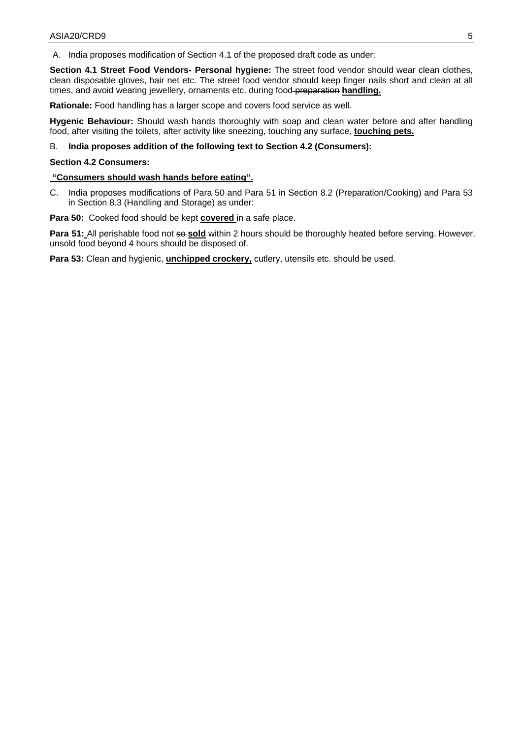A. India proposes modification of Section 4.1 of the proposed draft code as under:

**Section 4.1 Street Food Vendors- Personal hygiene:** The street food vendor should wear clean clothes, clean disposable gloves, hair net etc. The street food vendor should keep finger nails short and clean at all times, and avoid wearing jewellery, ornaments etc. during food ~~preparation~~ **handling.**

**Rationale:** Food handling has a larger scope and covers food service as well.

**Hygenic Behaviour:** Should wash hands thoroughly with soap and clean water before and after handling food, after visiting the toilets, after activity like sneezing, touching any surface, **touching pets.**

B. **India proposes addition of the following text to Section 4.2 (Consumers):**

**Section 4.2 Consumers:**

**"Consumers should wash hands before eating".**

C. India proposes modifications of Para 50 and Para 51 in Section 8.2 (Preparation/Cooking) and Para 53 in Section 8.3 (Handling and Storage) as under:

**Para 50:** Cooked food should be kept **covered** in a safe place.

**Para 51:** All perishable food not ~~so~~ **sold** within 2 hours should be thoroughly heated before serving. However, unsold food beyond 4 hours should be disposed of.

**Para 53:** Clean and hygienic, **unchipped crockery,** cutlery, utensils etc. should be used.